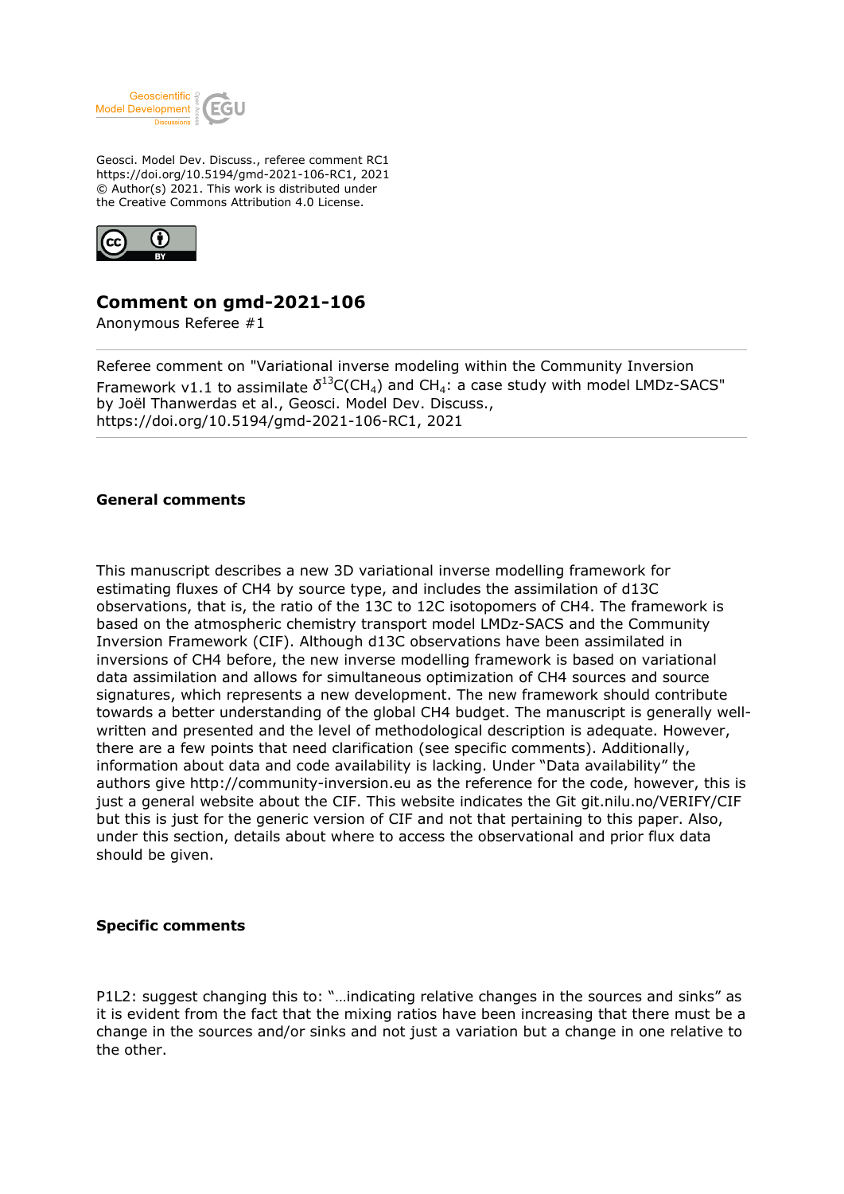Geosci. Model Dev. Discuss., referee comment RC1
https://doi.org/10.5194/gmd-2021-106-RC1, 2021
© Author(s) 2021. This work is distributed under
the Creative Commons Attribution 4.0 License.

# Comment on gmd-2021-106

Anonymous Referee #1

Referee comment on "Variational inverse modeling within the Community Inversion Framework v1.1 to assimilate $\delta^{13}C(CH_4)$ and $CH_4$: a case study with model LMDz-SACS" by Joël Thanwerdas et al., Geosci. Model Dev. Discuss., https://doi.org/10.5194/gmd-2021-106-RC1, 2021

## General comments

This manuscript describes a new 3D variational inverse modelling framework for estimating fluxes of CH4 by source type, and includes the assimilation of d13C observations, that is, the ratio of the 13C to 12C isotopomers of CH4. The framework is based on the atmospheric chemistry transport model LMDz-SACS and the Community Inversion Framework (CIF). Although d13C observations have been assimilated in inversions of CH4 before, the new inverse modelling framework is based on variational data assimilation and allows for simultaneous optimization of CH4 sources and source signatures, which represents a new development. The new framework should contribute towards a better understanding of the global CH4 budget. The manuscript is generally well-written and presented and the level of methodological description is adequate. However, there are a few points that need clarification (see specific comments). Additionally, information about data and code availability is lacking. Under "Data availability" the authors give http://community-inversion.eu as the reference for the code, however, this is just a general website about the CIF. This website indicates the Git git.nilu.no/VERIFY/CIF but this is just for the generic version of CIF and not that pertaining to this paper. Also, under this section, details about where to access the observational and prior flux data should be given.

## Specific comments

P1L2: suggest changing this to: "…indicating relative changes in the sources and sinks" as it is evident from the fact that the mixing ratios have been increasing that there must be a change in the sources and/or sinks and not just a variation but a change in one relative to the other.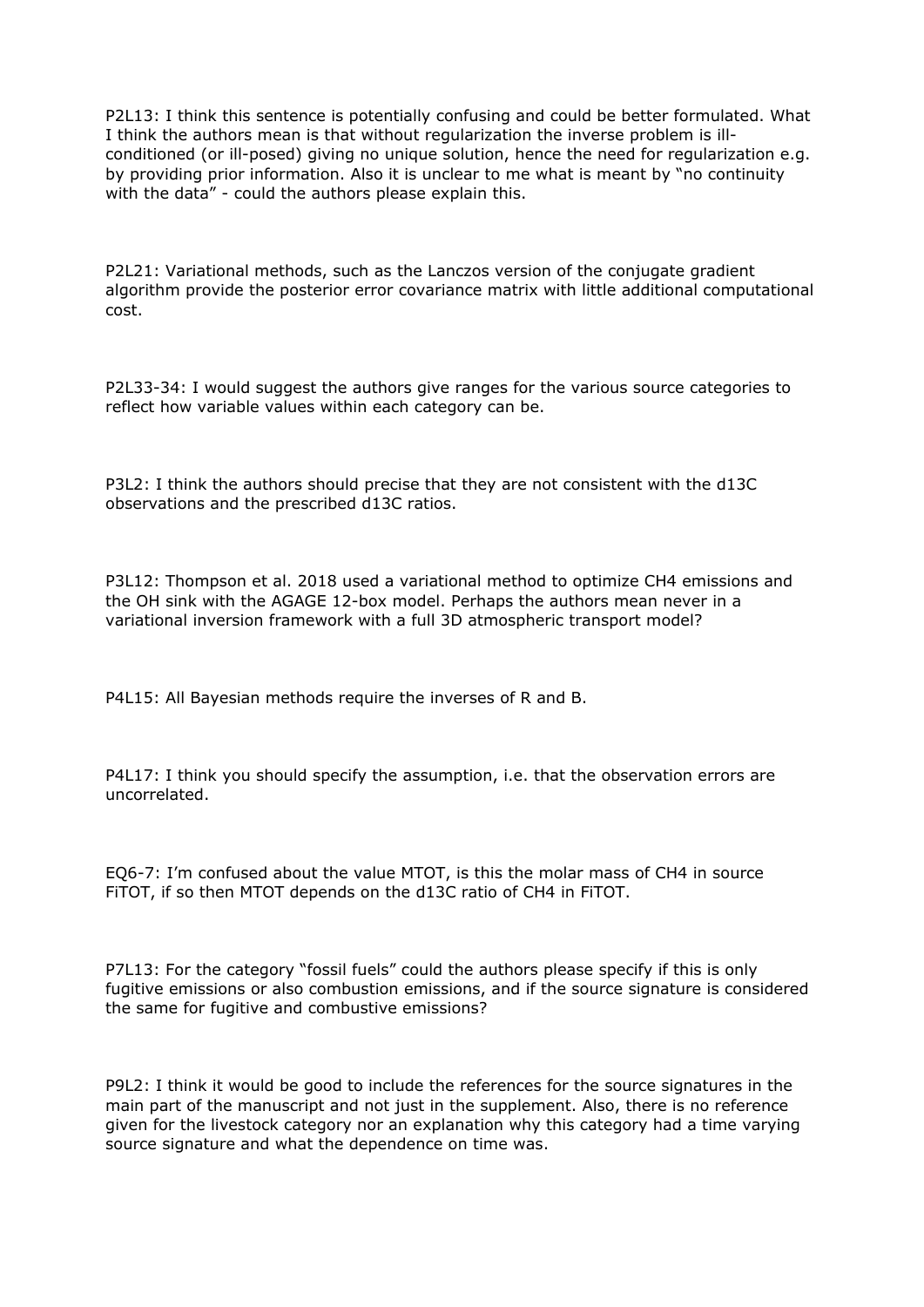P2L13: I think this sentence is potentially confusing and could be better formulated. What I think the authors mean is that without regularization the inverse problem is ill-conditioned (or ill-posed) giving no unique solution, hence the need for regularization e.g. by providing prior information. Also it is unclear to me what is meant by "no continuity with the data" - could the authors please explain this.

P2L21: Variational methods, such as the Lanczos version of the conjugate gradient algorithm provide the posterior error covariance matrix with little additional computational cost.

P2L33-34: I would suggest the authors give ranges for the various source categories to reflect how variable values within each category can be.

P3L2: I think the authors should precise that they are not consistent with the d13C observations and the prescribed d13C ratios.

P3L12: Thompson et al. 2018 used a variational method to optimize $CH_4$ emissions and the OH sink with the AGAGE 12-box model. Perhaps the authors mean never in a variational inversion framework with a full 3D atmospheric transport model?

P4L15: All Bayesian methods require the inverses of R and B.

P4L17: I think you should specify the assumption, i.e. that the observation errors are uncorrelated.

EQ6-7: I'm confused about the value MTOT, is this the molar mass of $CH_4$ in source FiTOT, if so then MTOT depends on the d13C ratio of $CH_4$ in FiTOT.

P7L13: For the category "fossil fuels" could the authors please specify if this is only fugitive emissions or also combustion emissions, and if the source signature is considered the same for fugitive and combustive emissions?

P9L2: I think it would be good to include the references for the source signatures in the main part of the manuscript and not just in the supplement. Also, there is no reference given for the livestock category nor an explanation why this category had a time varying source signature and what the dependence on time was.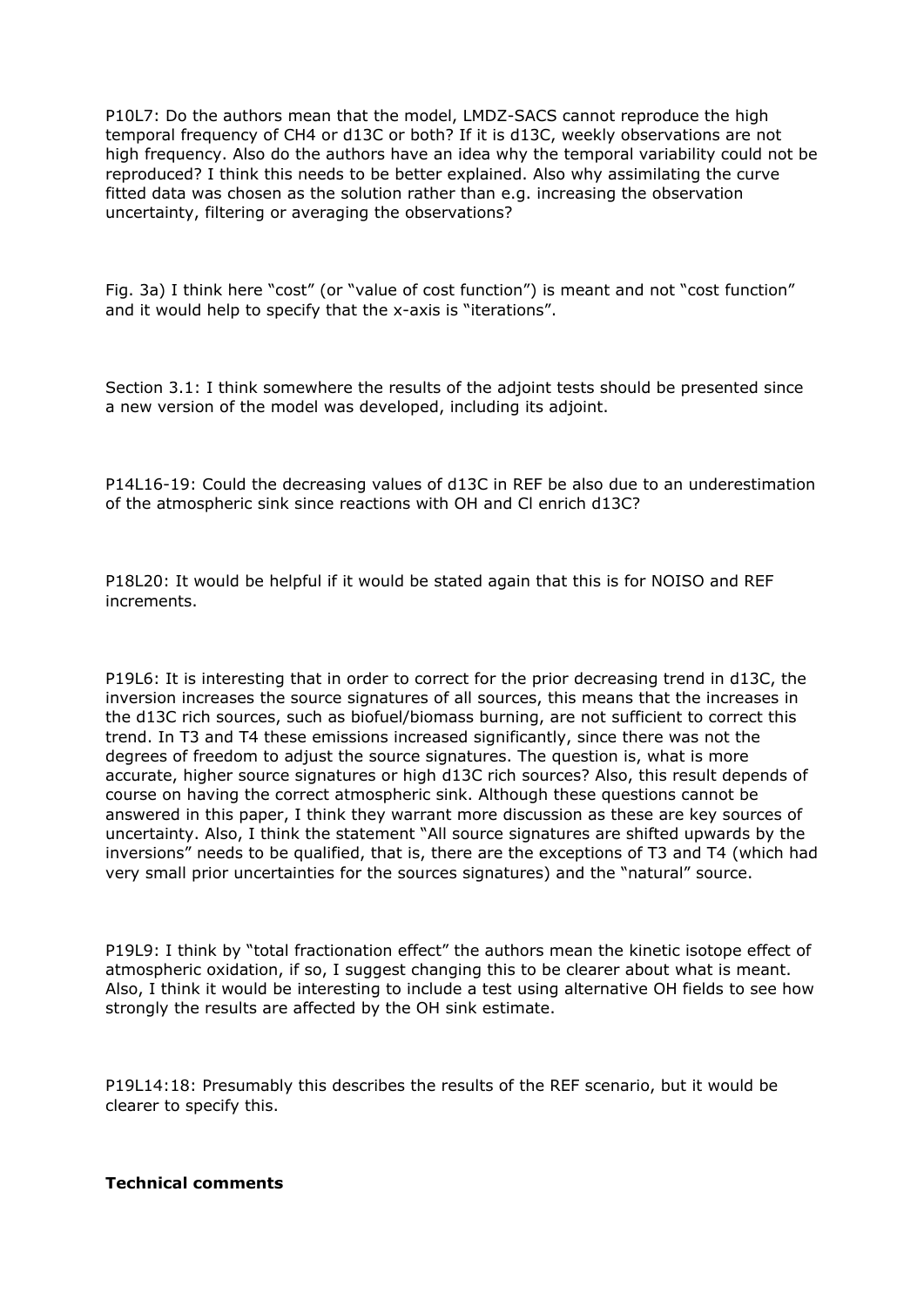P10L7: Do the authors mean that the model, LMDZ-SACS cannot reproduce the high temporal frequency of $CH_4$ or d13C or both? If it is d13C, weekly observations are not high frequency. Also do the authors have an idea why the temporal variability could not be reproduced? I think this needs to be better explained. Also why assimilating the curve fitted data was chosen as the solution rather than e.g. increasing the observation uncertainty, filtering or averaging the observations?

Fig. 3a) I think here "cost" (or "value of cost function") is meant and not "cost function" and it would help to specify that the x-axis is "iterations".

Section 3.1: I think somewhere the results of the adjoint tests should be presented since a new version of the model was developed, including its adjoint.

P14L16-19: Could the decreasing values of d13C in REF be also due to an underestimation of the atmospheric sink since reactions with OH and Cl enrich d13C?

P18L20: It would be helpful if it would be stated again that this is for NOISO and REF increments.

P19L6: It is interesting that in order to correct for the prior decreasing trend in d13C, the inversion increases the source signatures of all sources, this means that the increases in the d13C rich sources, such as biofuel/biomass burning, are not sufficient to correct this trend. In T3 and T4 these emissions increased significantly, since there was not the degrees of freedom to adjust the source signatures. The question is, what is more accurate, higher source signatures or high d13C rich sources? Also, this result depends of course on having the correct atmospheric sink. Although these questions cannot be answered in this paper, I think they warrant more discussion as these are key sources of uncertainty. Also, I think the statement "All source signatures are shifted upwards by the inversions" needs to be qualified, that is, there are the exceptions of T3 and T4 (which had very small prior uncertainties for the sources signatures) and the "natural" source.

P19L9: I think by "total fractionation effect" the authors mean the kinetic isotope effect of atmospheric oxidation, if so, I suggest changing this to be clearer about what is meant. Also, I think it would be interesting to include a test using alternative OH fields to see how strongly the results are affected by the OH sink estimate.

P19L14:18: Presumably this describes the results of the REF scenario, but it would be clearer to specify this.

**Technical comments**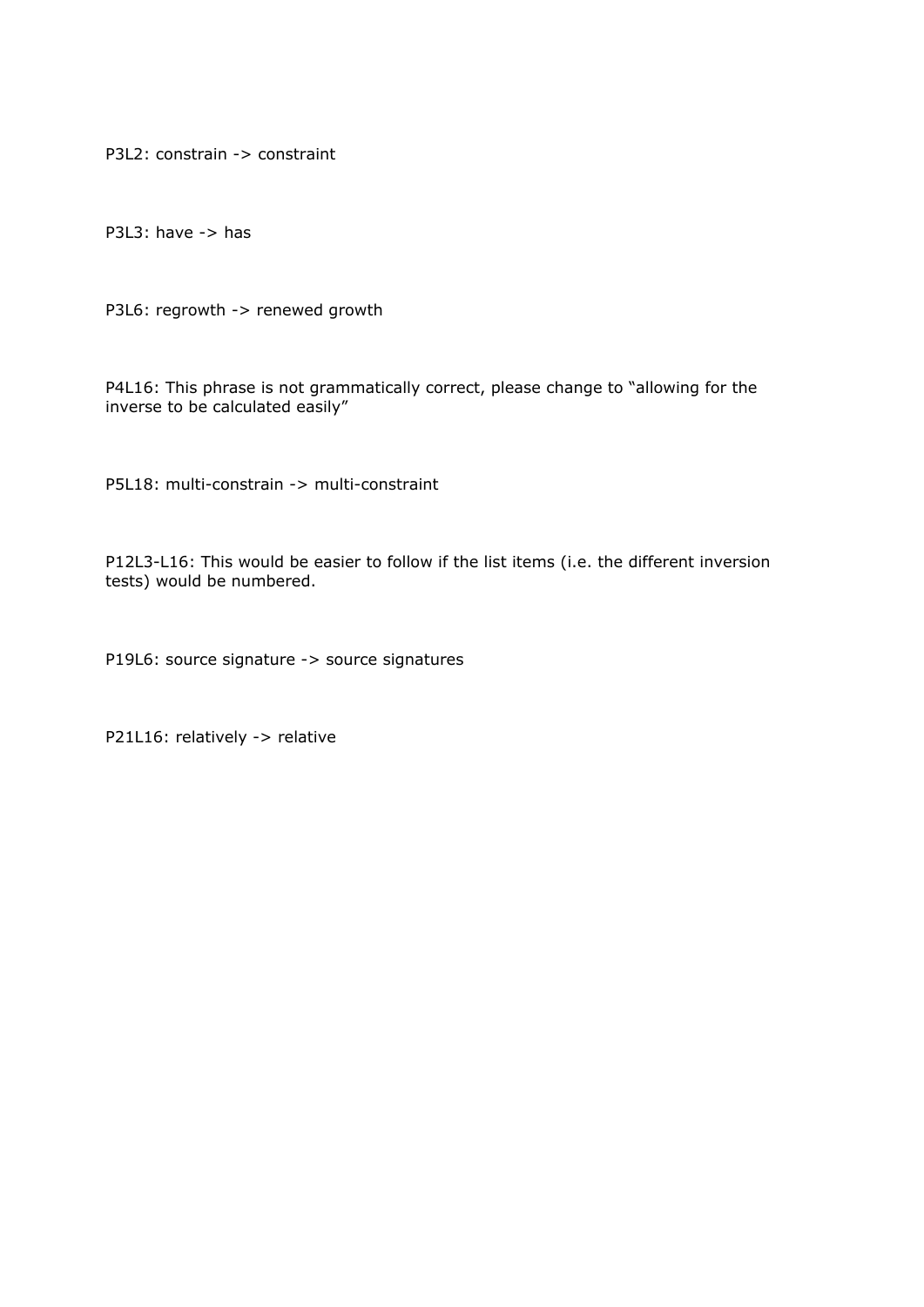P3L2: constrain -> constraint

P3L3: have -> has

P3L6: regrowth -> renewed growth

P4L16: This phrase is not grammatically correct, please change to “allowing for the inverse to be calculated easily”

P5L18: multi-constrain -> multi-constraint

P12L3-L16: This would be easier to follow if the list items (i.e. the different inversion tests) would be numbered.

P19L6: source signature -> source signatures

P21L16: relatively -> relative